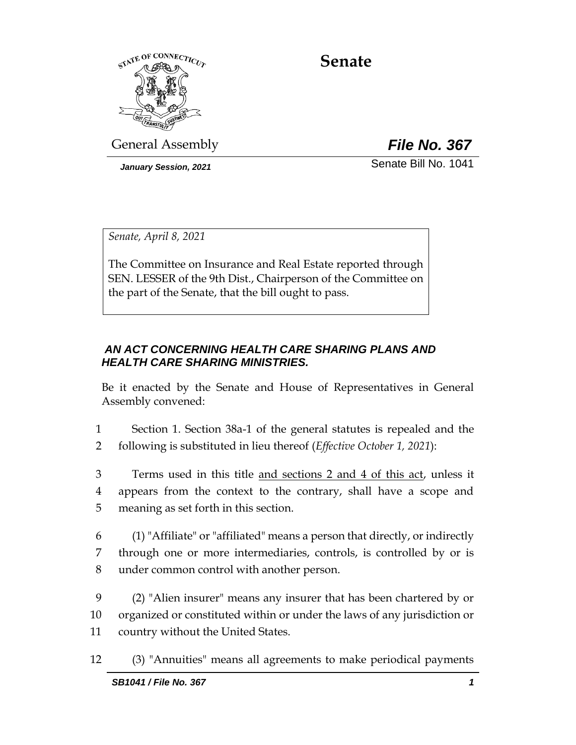# Senate

General Assembly **File No. 367**

*January Session, 2021* Senate Bill No. 1041

*Senate, April 8, 2021*

The Committee on Insurance and Real Estate reported through SEN. LESSER of the 9th Dist., Chairperson of the Committee on the part of the Senate, that the bill ought to pass.

***AN ACT CONCERNING HEALTH CARE SHARING PLANS AND HEALTH CARE SHARING MINISTRIES.***

Be it enacted by the Senate and House of Representatives in General Assembly convened:

1 Section 1. Section 38a-1 of the general statutes is repealed and the
2 following is substituted in lieu thereof (*Effective October 1, 2021*):

3 Terms used in this title <u>and sections 2 and 4 of this act</u>, unless it
4 appears from the context to the contrary, shall have a scope and
5 meaning as set forth in this section.

6 (1) "Affiliate" or "affiliated" means a person that directly, or indirectly
7 through one or more intermediaries, controls, is controlled by or is
8 under common control with another person.

9 (2) "Alien insurer" means any insurer that has been chartered by or
10 organized or constituted within or under the laws of any jurisdiction or
11 country without the United States.

12 (3) "Annuities" means all agreements to make periodical payments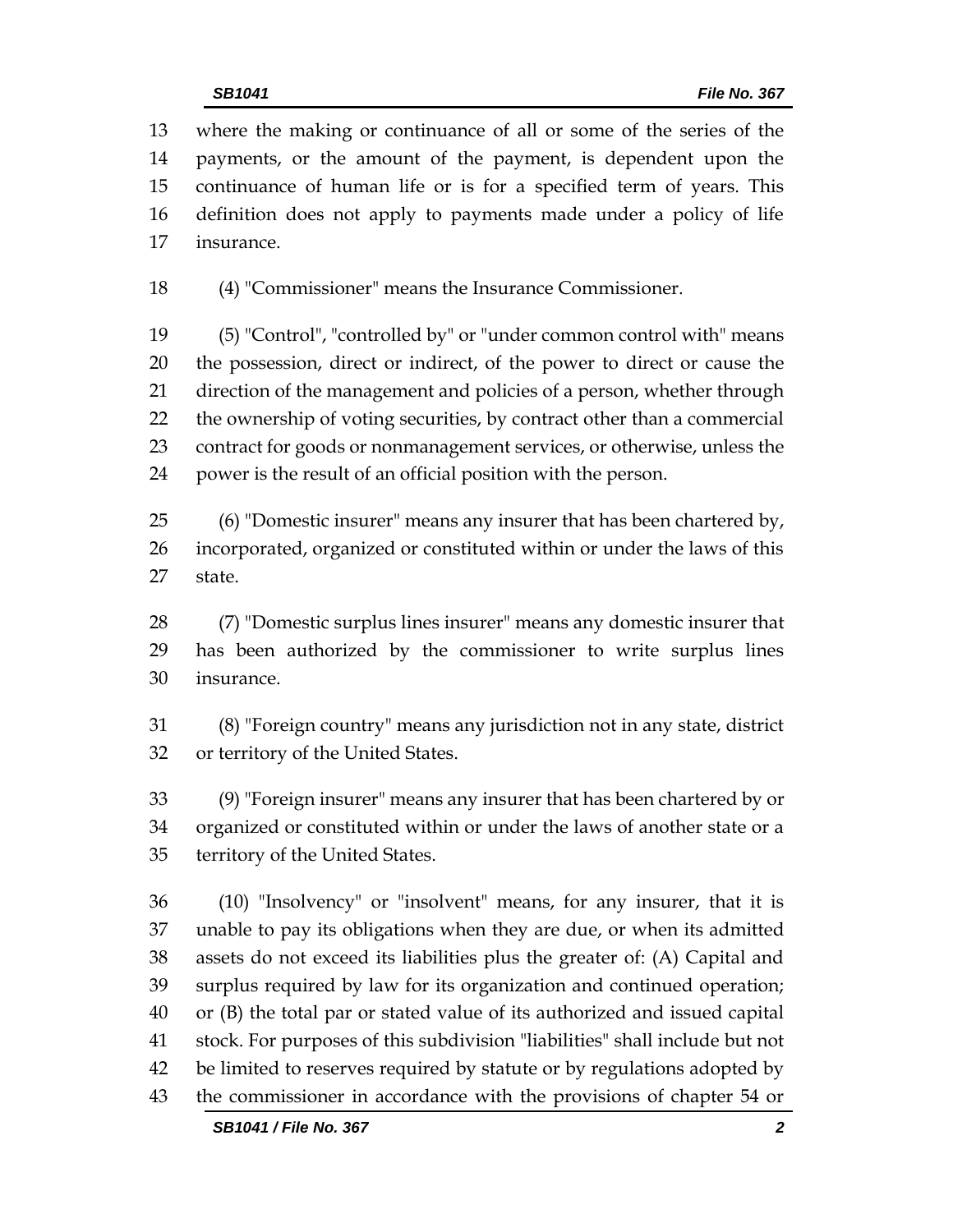where the making or continuance of all or some of the series of the payments, or the amount of the payment, is dependent upon the continuance of human life or is for a specified term of years. This definition does not apply to payments made under a policy of life insurance.

(4) "Commissioner" means the Insurance Commissioner.

(5) "Control", "controlled by" or "under common control with" means the possession, direct or indirect, of the power to direct or cause the direction of the management and policies of a person, whether through the ownership of voting securities, by contract other than a commercial contract for goods or nonmanagement services, or otherwise, unless the power is the result of an official position with the person.

(6) "Domestic insurer" means any insurer that has been chartered by, incorporated, organized or constituted within or under the laws of this state.

(7) "Domestic surplus lines insurer" means any domestic insurer that has been authorized by the commissioner to write surplus lines insurance.

(8) "Foreign country" means any jurisdiction not in any state, district or territory of the United States.

(9) "Foreign insurer" means any insurer that has been chartered by or organized or constituted within or under the laws of another state or a territory of the United States.

(10) "Insolvency" or "insolvent" means, for any insurer, that it is unable to pay its obligations when they are due, or when its admitted assets do not exceed its liabilities plus the greater of: (A) Capital and surplus required by law for its organization and continued operation; or (B) the total par or stated value of its authorized and issued capital stock. For purposes of this subdivision "liabilities" shall include but not be limited to reserves required by statute or by regulations adopted by the commissioner in accordance with the provisions of chapter 54 or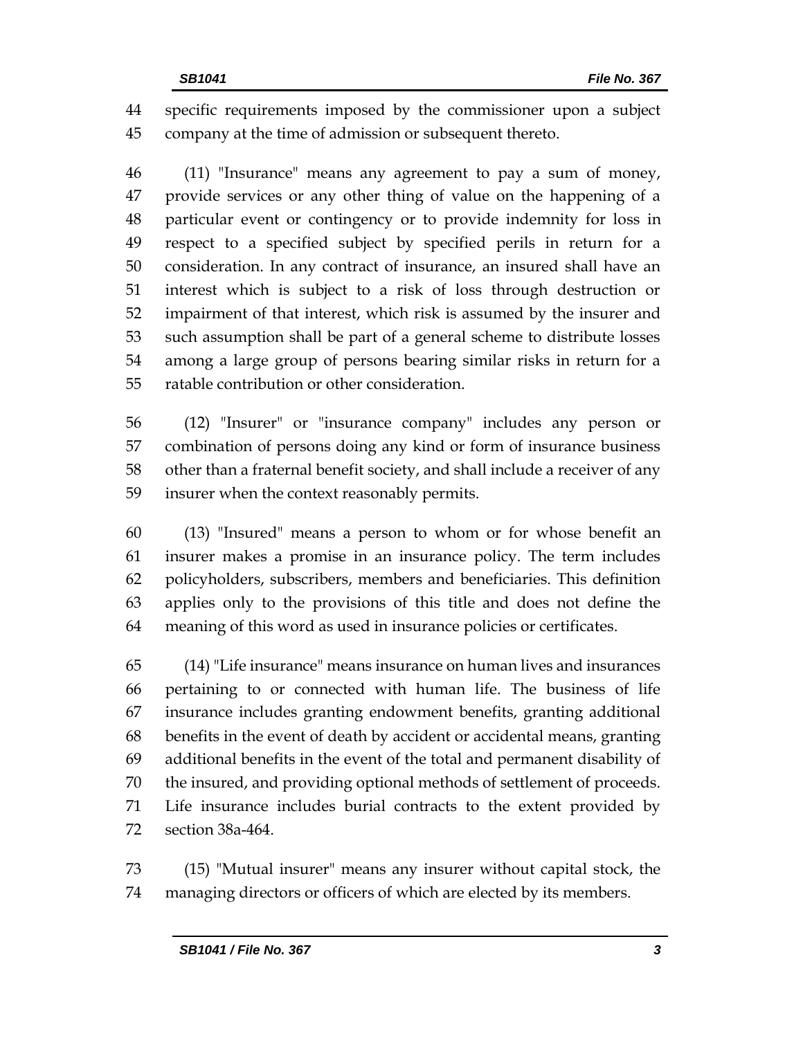specific requirements imposed by the commissioner upon a subject company at the time of admission or subsequent thereto.

(11) "Insurance" means any agreement to pay a sum of money, provide services or any other thing of value on the happening of a particular event or contingency or to provide indemnity for loss in respect to a specified subject by specified perils in return for a consideration. In any contract of insurance, an insured shall have an interest which is subject to a risk of loss through destruction or impairment of that interest, which risk is assumed by the insurer and such assumption shall be part of a general scheme to distribute losses among a large group of persons bearing similar risks in return for a ratable contribution or other consideration.

(12) "Insurer" or "insurance company" includes any person or combination of persons doing any kind or form of insurance business other than a fraternal benefit society, and shall include a receiver of any insurer when the context reasonably permits.

(13) "Insured" means a person to whom or for whose benefit an insurer makes a promise in an insurance policy. The term includes policyholders, subscribers, members and beneficiaries. This definition applies only to the provisions of this title and does not define the meaning of this word as used in insurance policies or certificates.

(14) "Life insurance" means insurance on human lives and insurances pertaining to or connected with human life. The business of life insurance includes granting endowment benefits, granting additional benefits in the event of death by accident or accidental means, granting additional benefits in the event of the total and permanent disability of the insured, and providing optional methods of settlement of proceeds. Life insurance includes burial contracts to the extent provided by section 38a-464.

(15) "Mutual insurer" means any insurer without capital stock, the managing directors or officers of which are elected by its members.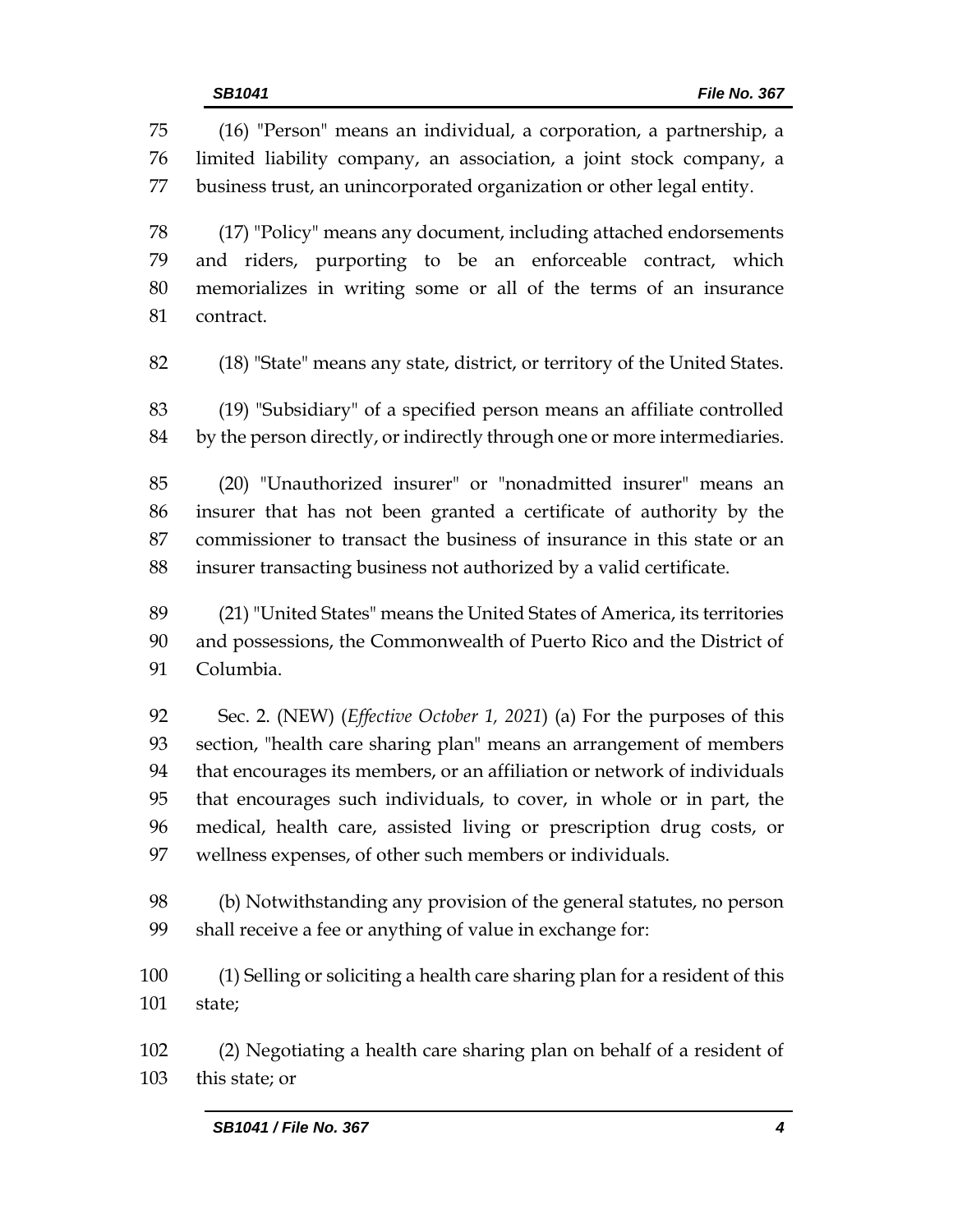(16) "Person" means an individual, a corporation, a partnership, a limited liability company, an association, a joint stock company, a business trust, an unincorporated organization or other legal entity.

(17) "Policy" means any document, including attached endorsements and riders, purporting to be an enforceable contract, which memorializes in writing some or all of the terms of an insurance contract.

(18) "State" means any state, district, or territory of the United States.

(19) "Subsidiary" of a specified person means an affiliate controlled by the person directly, or indirectly through one or more intermediaries.

(20) "Unauthorized insurer" or "nonadmitted insurer" means an insurer that has not been granted a certificate of authority by the commissioner to transact the business of insurance in this state or an insurer transacting business not authorized by a valid certificate.

(21) "United States" means the United States of America, its territories and possessions, the Commonwealth of Puerto Rico and the District of Columbia.

Sec. 2. (NEW) (*Effective October 1, 2021*) (a) For the purposes of this section, "health care sharing plan" means an arrangement of members that encourages its members, or an affiliation or network of individuals that encourages such individuals, to cover, in whole or in part, the medical, health care, assisted living or prescription drug costs, or wellness expenses, of other such members or individuals.

(b) Notwithstanding any provision of the general statutes, no person shall receive a fee or anything of value in exchange for:

(1) Selling or soliciting a health care sharing plan for a resident of this state;

(2) Negotiating a health care sharing plan on behalf of a resident of this state; or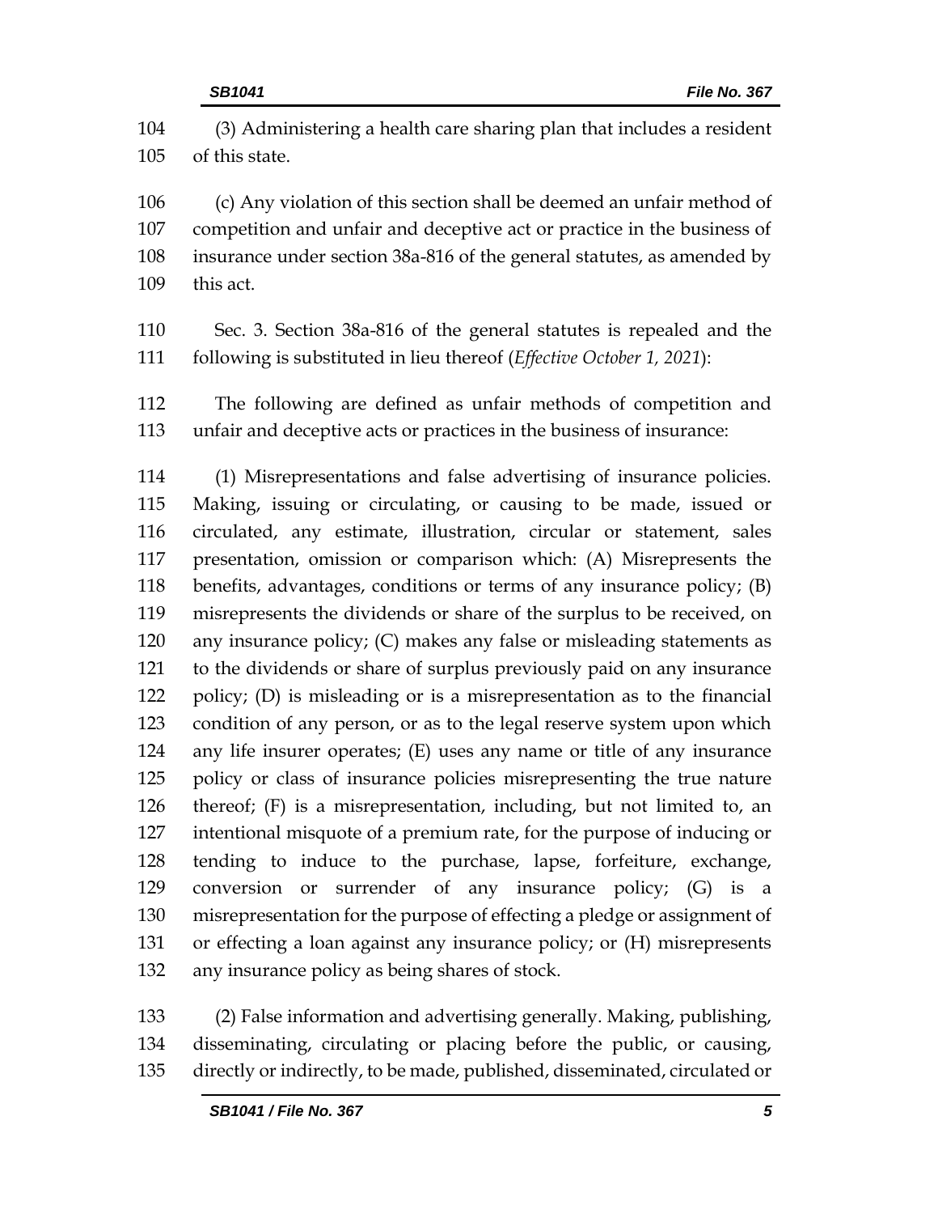(3) Administering a health care sharing plan that includes a resident of this state.

(c) Any violation of this section shall be deemed an unfair method of competition and unfair and deceptive act or practice in the business of insurance under section 38a-816 of the general statutes, as amended by this act.

Sec. 3. Section 38a-816 of the general statutes is repealed and the following is substituted in lieu thereof (*Effective October 1, 2021*):

The following are defined as unfair methods of competition and unfair and deceptive acts or practices in the business of insurance:

(1) Misrepresentations and false advertising of insurance policies. Making, issuing or circulating, or causing to be made, issued or circulated, any estimate, illustration, circular or statement, sales presentation, omission or comparison which: (A) Misrepresents the benefits, advantages, conditions or terms of any insurance policy; (B) misrepresents the dividends or share of the surplus to be received, on any insurance policy; (C) makes any false or misleading statements as to the dividends or share of surplus previously paid on any insurance policy; (D) is misleading or is a misrepresentation as to the financial condition of any person, or as to the legal reserve system upon which any life insurer operates; (E) uses any name or title of any insurance policy or class of insurance policies misrepresenting the true nature thereof; (F) is a misrepresentation, including, but not limited to, an intentional misquote of a premium rate, for the purpose of inducing or tending to induce to the purchase, lapse, forfeiture, exchange, conversion or surrender of any insurance policy; (G) is a misrepresentation for the purpose of effecting a pledge or assignment of or effecting a loan against any insurance policy; or (H) misrepresents any insurance policy as being shares of stock.

(2) False information and advertising generally. Making, publishing, disseminating, circulating or placing before the public, or causing, directly or indirectly, to be made, published, disseminated, circulated or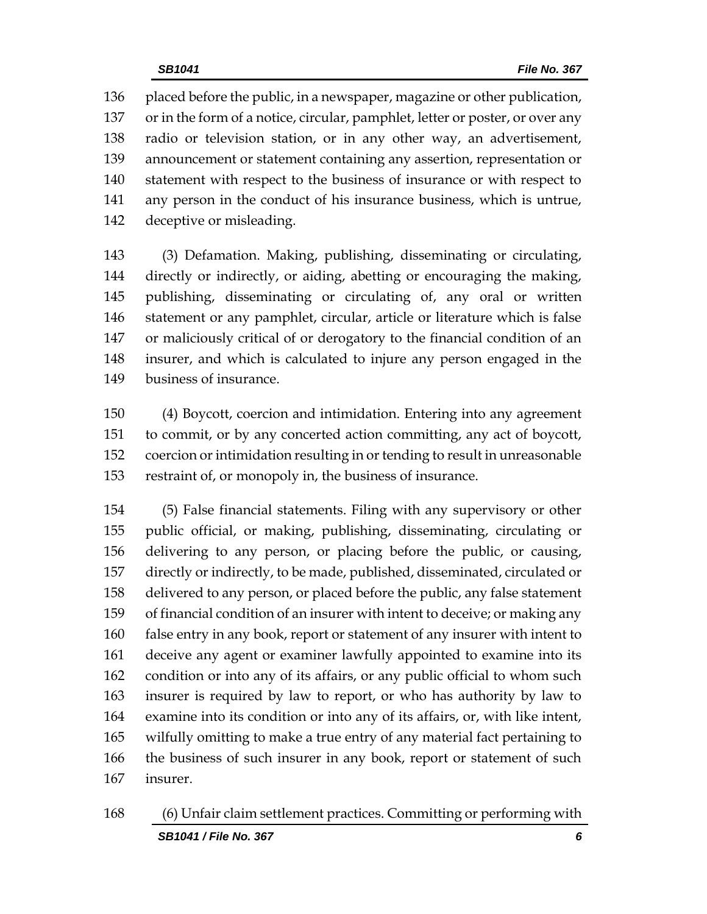placed before the public, in a newspaper, magazine or other publication, or in the form of a notice, circular, pamphlet, letter or poster, or over any radio or television station, or in any other way, an advertisement, announcement or statement containing any assertion, representation or statement with respect to the business of insurance or with respect to any person in the conduct of his insurance business, which is untrue, deceptive or misleading.

(3) Defamation. Making, publishing, disseminating or circulating, directly or indirectly, or aiding, abetting or encouraging the making, publishing, disseminating or circulating of, any oral or written statement or any pamphlet, circular, article or literature which is false or maliciously critical of or derogatory to the financial condition of an insurer, and which is calculated to injure any person engaged in the business of insurance.

(4) Boycott, coercion and intimidation. Entering into any agreement to commit, or by any concerted action committing, any act of boycott, coercion or intimidation resulting in or tending to result in unreasonable restraint of, or monopoly in, the business of insurance.

(5) False financial statements. Filing with any supervisory or other public official, or making, publishing, disseminating, circulating or delivering to any person, or placing before the public, or causing, directly or indirectly, to be made, published, disseminated, circulated or delivered to any person, or placed before the public, any false statement of financial condition of an insurer with intent to deceive; or making any false entry in any book, report or statement of any insurer with intent to deceive any agent or examiner lawfully appointed to examine into its condition or into any of its affairs, or any public official to whom such insurer is required by law to report, or who has authority by law to examine into its condition or into any of its affairs, or, with like intent, wilfully omitting to make a true entry of any material fact pertaining to the business of such insurer in any book, report or statement of such insurer.

(6) Unfair claim settlement practices. Committing or performing with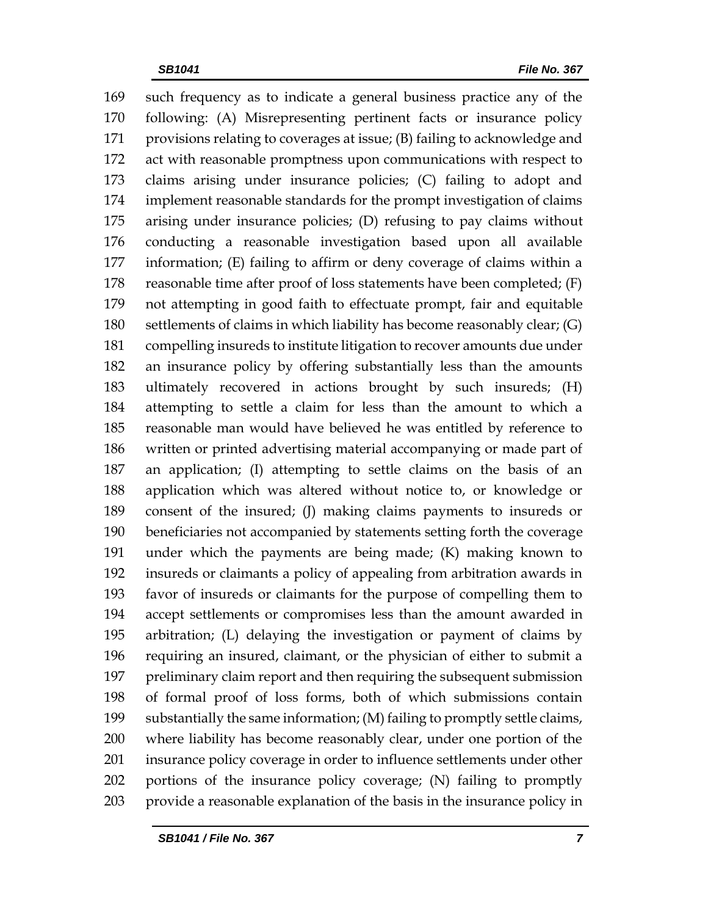such frequency as to indicate a general business practice any of the following: (A) Misrepresenting pertinent facts or insurance policy provisions relating to coverages at issue; (B) failing to acknowledge and act with reasonable promptness upon communications with respect to claims arising under insurance policies; (C) failing to adopt and implement reasonable standards for the prompt investigation of claims arising under insurance policies; (D) refusing to pay claims without conducting a reasonable investigation based upon all available information; (E) failing to affirm or deny coverage of claims within a reasonable time after proof of loss statements have been completed; (F) not attempting in good faith to effectuate prompt, fair and equitable settlements of claims in which liability has become reasonably clear; (G) compelling insureds to institute litigation to recover amounts due under an insurance policy by offering substantially less than the amounts ultimately recovered in actions brought by such insureds; (H) attempting to settle a claim for less than the amount to which a reasonable man would have believed he was entitled by reference to written or printed advertising material accompanying or made part of an application; (I) attempting to settle claims on the basis of an application which was altered without notice to, or knowledge or consent of the insured; (J) making claims payments to insureds or beneficiaries not accompanied by statements setting forth the coverage under which the payments are being made; (K) making known to insureds or claimants a policy of appealing from arbitration awards in favor of insureds or claimants for the purpose of compelling them to accept settlements or compromises less than the amount awarded in arbitration; (L) delaying the investigation or payment of claims by requiring an insured, claimant, or the physician of either to submit a preliminary claim report and then requiring the subsequent submission of formal proof of loss forms, both of which submissions contain substantially the same information; (M) failing to promptly settle claims, where liability has become reasonably clear, under one portion of the insurance policy coverage in order to influence settlements under other portions of the insurance policy coverage; (N) failing to promptly provide a reasonable explanation of the basis in the insurance policy in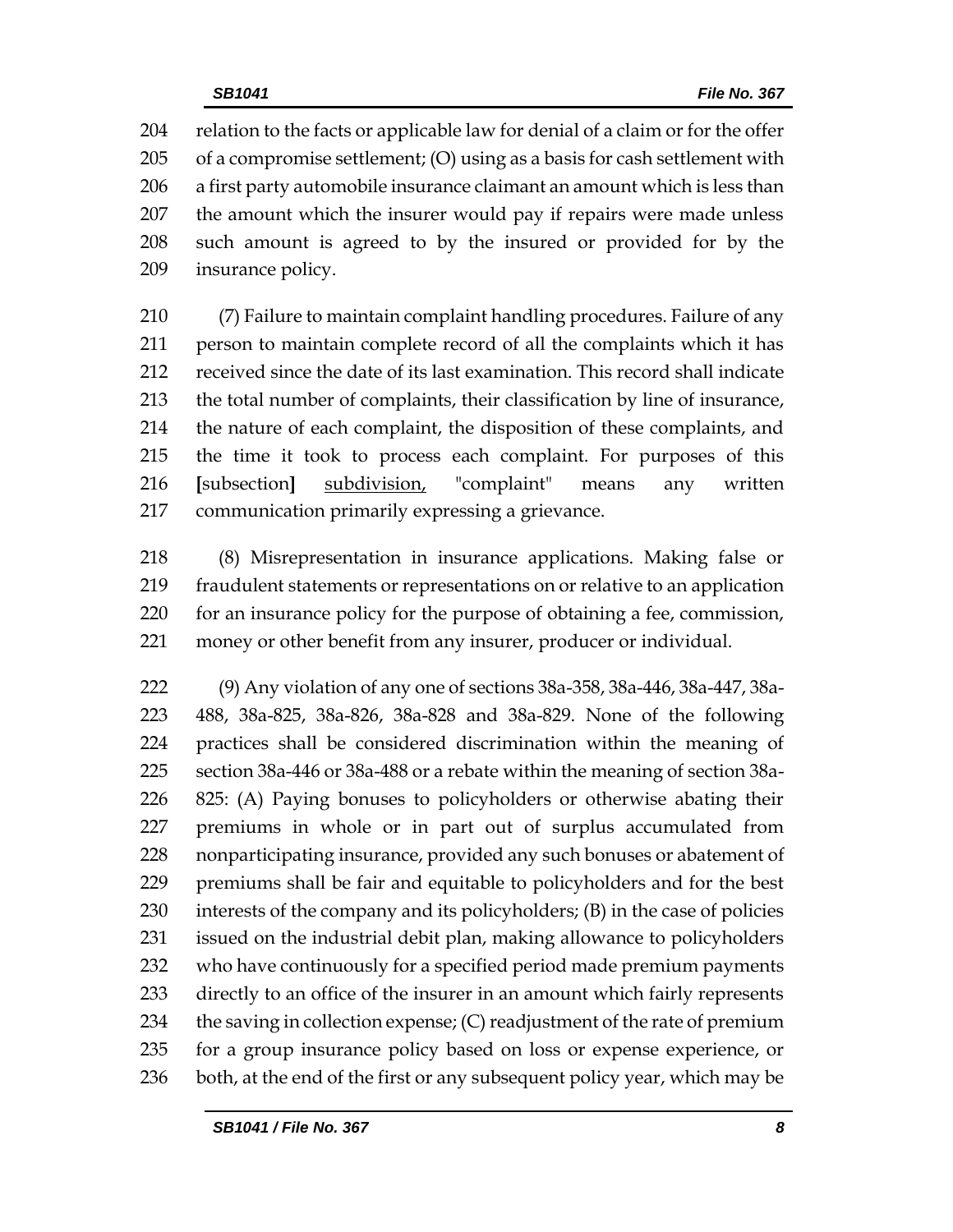relation to the facts or applicable law for denial of a claim or for the offer of a compromise settlement; (O) using as a basis for cash settlement with a first party automobile insurance claimant an amount which is less than the amount which the insurer would pay if repairs were made unless such amount is agreed to by the insured or provided for by the insurance policy.

(7) Failure to maintain complaint handling procedures. Failure of any person to maintain complete record of all the complaints which it has received since the date of its last examination. This record shall indicate the total number of complaints, their classification by line of insurance, the nature of each complaint, the disposition of these complaints, and the time it took to process each complaint. For purposes of this [subsection] <u>subdivision,</u> "complaint" means any written communication primarily expressing a grievance.

(8) Misrepresentation in insurance applications. Making false or fraudulent statements or representations on or relative to an application for an insurance policy for the purpose of obtaining a fee, commission, money or other benefit from any insurer, producer or individual.

(9) Any violation of any one of sections 38a-358, 38a-446, 38a-447, 38a-488, 38a-825, 38a-826, 38a-828 and 38a-829. None of the following practices shall be considered discrimination within the meaning of section 38a-446 or 38a-488 or a rebate within the meaning of section 38a-825: (A) Paying bonuses to policyholders or otherwise abating their premiums in whole or in part out of surplus accumulated from nonparticipating insurance, provided any such bonuses or abatement of premiums shall be fair and equitable to policyholders and for the best interests of the company and its policyholders; (B) in the case of policies issued on the industrial debit plan, making allowance to policyholders who have continuously for a specified period made premium payments directly to an office of the insurer in an amount which fairly represents the saving in collection expense; (C) readjustment of the rate of premium for a group insurance policy based on loss or expense experience, or both, at the end of the first or any subsequent policy year, which may be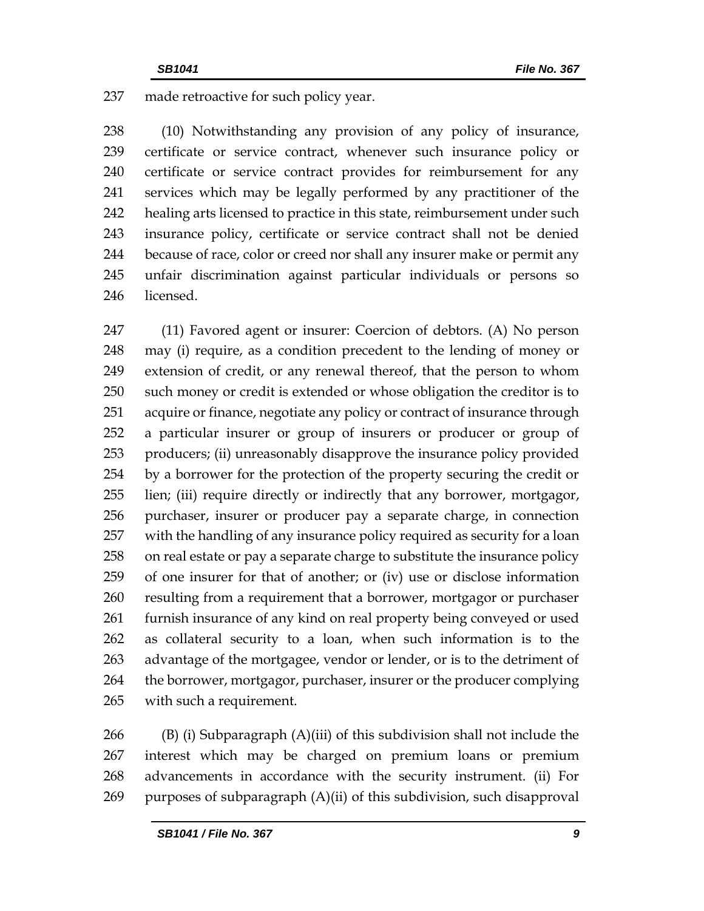made retroactive for such policy year.

(10) Notwithstanding any provision of any policy of insurance, certificate or service contract, whenever such insurance policy or certificate or service contract provides for reimbursement for any services which may be legally performed by any practitioner of the healing arts licensed to practice in this state, reimbursement under such insurance policy, certificate or service contract shall not be denied because of race, color or creed nor shall any insurer make or permit any unfair discrimination against particular individuals or persons so licensed.

(11) Favored agent or insurer: Coercion of debtors. (A) No person may (i) require, as a condition precedent to the lending of money or extension of credit, or any renewal thereof, that the person to whom such money or credit is extended or whose obligation the creditor is to acquire or finance, negotiate any policy or contract of insurance through a particular insurer or group of insurers or producer or group of producers; (ii) unreasonably disapprove the insurance policy provided by a borrower for the protection of the property securing the credit or lien; (iii) require directly or indirectly that any borrower, mortgagor, purchaser, insurer or producer pay a separate charge, in connection with the handling of any insurance policy required as security for a loan on real estate or pay a separate charge to substitute the insurance policy of one insurer for that of another; or (iv) use or disclose information resulting from a requirement that a borrower, mortgagor or purchaser furnish insurance of any kind on real property being conveyed or used as collateral security to a loan, when such information is to the advantage of the mortgagee, vendor or lender, or is to the detriment of the borrower, mortgagor, purchaser, insurer or the producer complying with such a requirement.

(B) (i) Subparagraph (A)(iii) of this subdivision shall not include the interest which may be charged on premium loans or premium advancements in accordance with the security instrument. (ii) For purposes of subparagraph (A)(ii) of this subdivision, such disapproval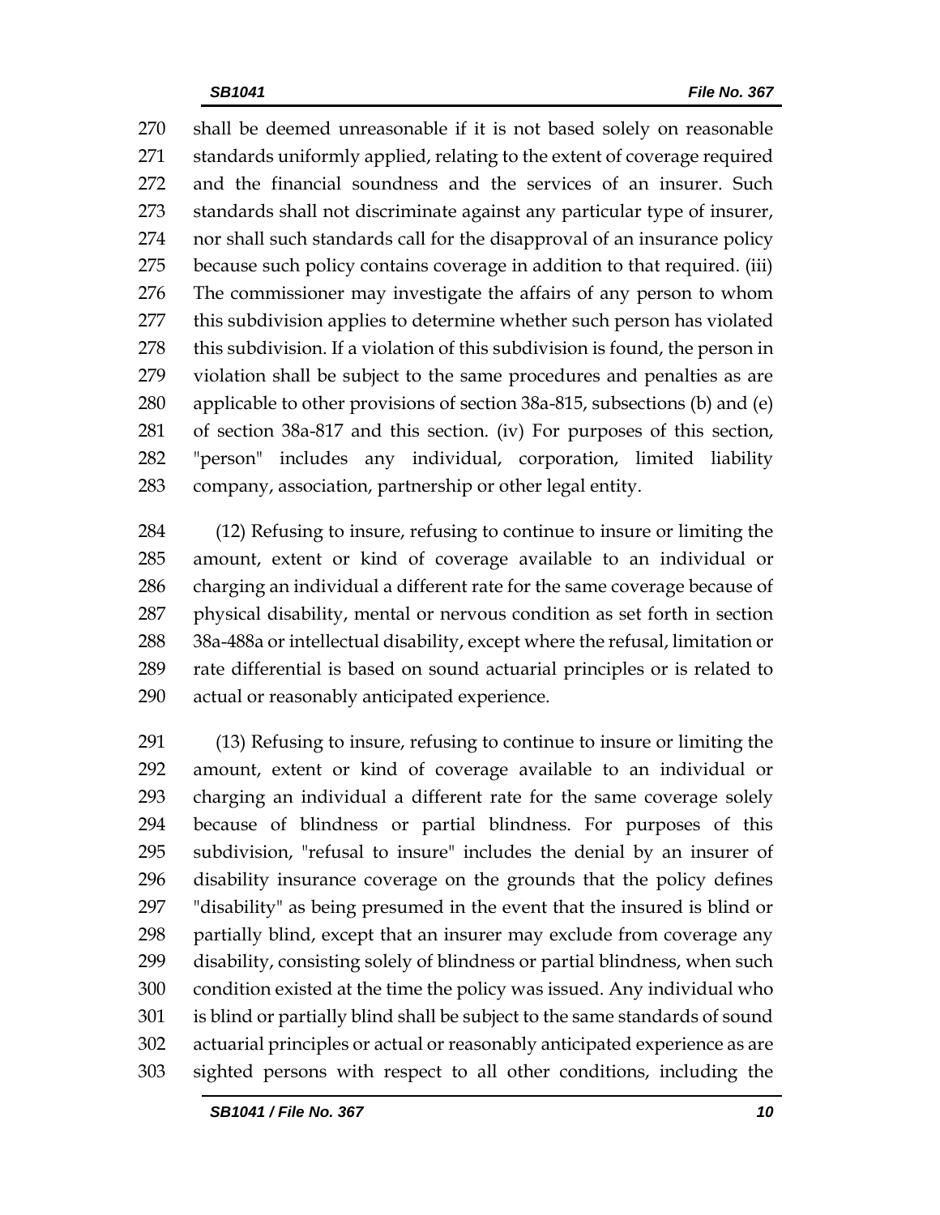shall be deemed unreasonable if it is not based solely on reasonable standards uniformly applied, relating to the extent of coverage required and the financial soundness and the services of an insurer. Such standards shall not discriminate against any particular type of insurer, nor shall such standards call for the disapproval of an insurance policy because such policy contains coverage in addition to that required. (iii) The commissioner may investigate the affairs of any person to whom this subdivision applies to determine whether such person has violated this subdivision. If a violation of this subdivision is found, the person in violation shall be subject to the same procedures and penalties as are applicable to other provisions of section 38a-815, subsections (b) and (e) of section 38a-817 and this section. (iv) For purposes of this section, "person" includes any individual, corporation, limited liability company, association, partnership or other legal entity.

(12) Refusing to insure, refusing to continue to insure or limiting the amount, extent or kind of coverage available to an individual or charging an individual a different rate for the same coverage because of physical disability, mental or nervous condition as set forth in section 38a-488a or intellectual disability, except where the refusal, limitation or rate differential is based on sound actuarial principles or is related to actual or reasonably anticipated experience.

(13) Refusing to insure, refusing to continue to insure or limiting the amount, extent or kind of coverage available to an individual or charging an individual a different rate for the same coverage solely because of blindness or partial blindness. For purposes of this subdivision, "refusal to insure" includes the denial by an insurer of disability insurance coverage on the grounds that the policy defines "disability" as being presumed in the event that the insured is blind or partially blind, except that an insurer may exclude from coverage any disability, consisting solely of blindness or partial blindness, when such condition existed at the time the policy was issued. Any individual who is blind or partially blind shall be subject to the same standards of sound actuarial principles or actual or reasonably anticipated experience as are sighted persons with respect to all other conditions, including the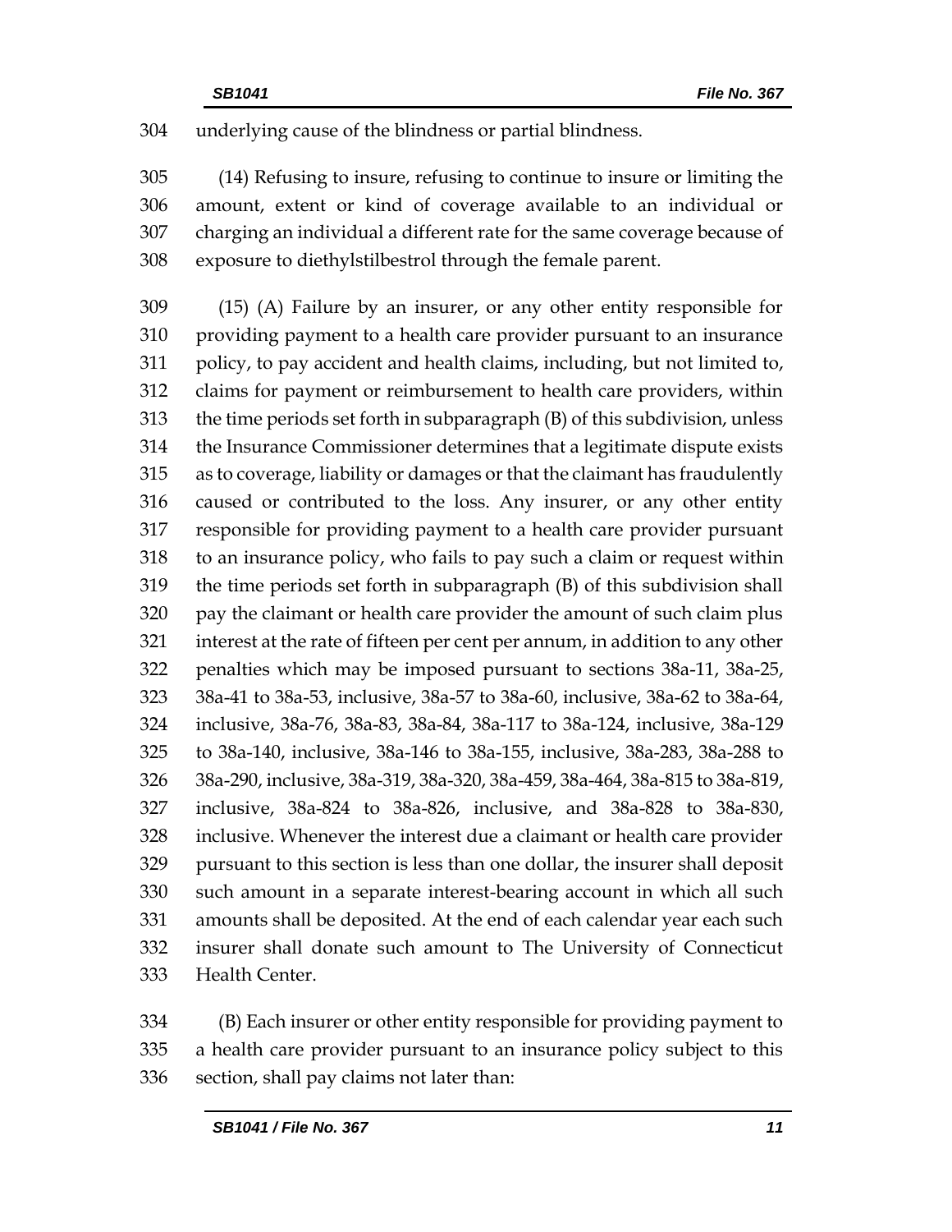underlying cause of the blindness or partial blindness.

(14) Refusing to insure, refusing to continue to insure or limiting the amount, extent or kind of coverage available to an individual or charging an individual a different rate for the same coverage because of exposure to diethylstilbestrol through the female parent.

(15) (A) Failure by an insurer, or any other entity responsible for providing payment to a health care provider pursuant to an insurance policy, to pay accident and health claims, including, but not limited to, claims for payment or reimbursement to health care providers, within the time periods set forth in subparagraph (B) of this subdivision, unless the Insurance Commissioner determines that a legitimate dispute exists as to coverage, liability or damages or that the claimant has fraudulently caused or contributed to the loss. Any insurer, or any other entity responsible for providing payment to a health care provider pursuant to an insurance policy, who fails to pay such a claim or request within the time periods set forth in subparagraph (B) of this subdivision shall pay the claimant or health care provider the amount of such claim plus interest at the rate of fifteen per cent per annum, in addition to any other penalties which may be imposed pursuant to sections 38a-11, 38a-25, 38a-41 to 38a-53, inclusive, 38a-57 to 38a-60, inclusive, 38a-62 to 38a-64, inclusive, 38a-76, 38a-83, 38a-84, 38a-117 to 38a-124, inclusive, 38a-129 to 38a-140, inclusive, 38a-146 to 38a-155, inclusive, 38a-283, 38a-288 to 38a-290, inclusive, 38a-319, 38a-320, 38a-459, 38a-464, 38a-815 to 38a-819, inclusive, 38a-824 to 38a-826, inclusive, and 38a-828 to 38a-830, inclusive. Whenever the interest due a claimant or health care provider pursuant to this section is less than one dollar, the insurer shall deposit such amount in a separate interest-bearing account in which all such amounts shall be deposited. At the end of each calendar year each such insurer shall donate such amount to The University of Connecticut Health Center.

(B) Each insurer or other entity responsible for providing payment to a health care provider pursuant to an insurance policy subject to this section, shall pay claims not later than: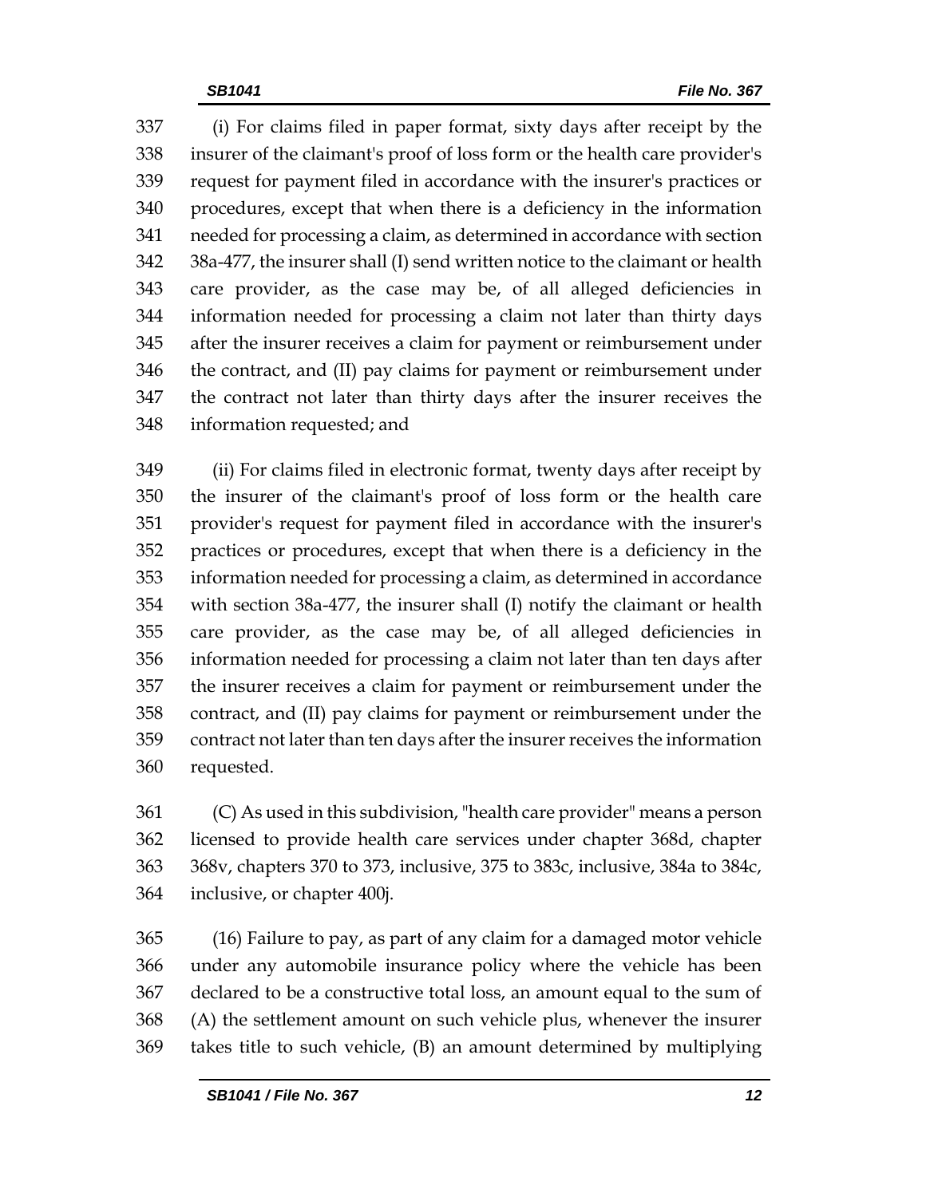(i) For claims filed in paper format, sixty days after receipt by the insurer of the claimant's proof of loss form or the health care provider's request for payment filed in accordance with the insurer's practices or procedures, except that when there is a deficiency in the information needed for processing a claim, as determined in accordance with section 38a-477, the insurer shall (I) send written notice to the claimant or health care provider, as the case may be, of all alleged deficiencies in information needed for processing a claim not later than thirty days after the insurer receives a claim for payment or reimbursement under the contract, and (II) pay claims for payment or reimbursement under the contract not later than thirty days after the insurer receives the information requested; and

(ii) For claims filed in electronic format, twenty days after receipt by the insurer of the claimant's proof of loss form or the health care provider's request for payment filed in accordance with the insurer's practices or procedures, except that when there is a deficiency in the information needed for processing a claim, as determined in accordance with section 38a-477, the insurer shall (I) notify the claimant or health care provider, as the case may be, of all alleged deficiencies in information needed for processing a claim not later than ten days after the insurer receives a claim for payment or reimbursement under the contract, and (II) pay claims for payment or reimbursement under the contract not later than ten days after the insurer receives the information requested.

(C) As used in this subdivision, "health care provider" means a person licensed to provide health care services under chapter 368d, chapter 368v, chapters 370 to 373, inclusive, 375 to 383c, inclusive, 384a to 384c, inclusive, or chapter 400j.

(16) Failure to pay, as part of any claim for a damaged motor vehicle under any automobile insurance policy where the vehicle has been declared to be a constructive total loss, an amount equal to the sum of (A) the settlement amount on such vehicle plus, whenever the insurer takes title to such vehicle, (B) an amount determined by multiplying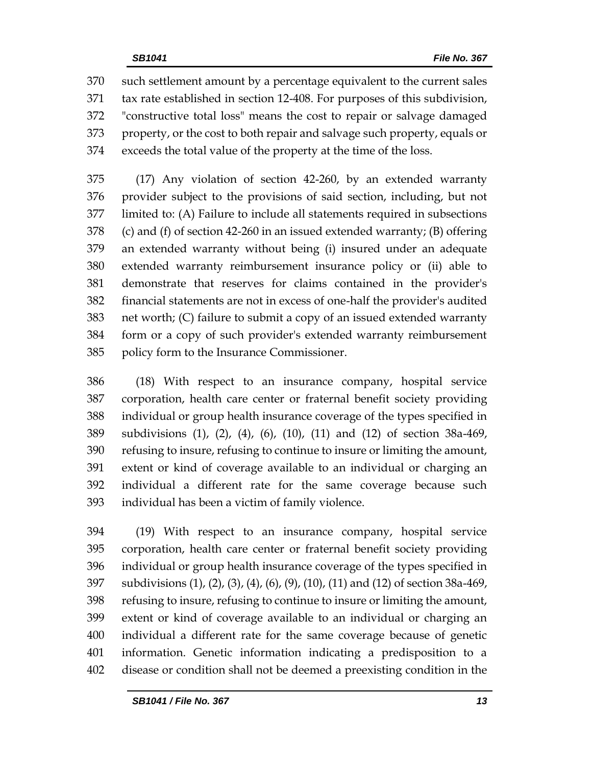such settlement amount by a percentage equivalent to the current sales tax rate established in section 12-408. For purposes of this subdivision, "constructive total loss" means the cost to repair or salvage damaged property, or the cost to both repair and salvage such property, equals or exceeds the total value of the property at the time of the loss.

(17) Any violation of section 42-260, by an extended warranty provider subject to the provisions of said section, including, but not limited to: (A) Failure to include all statements required in subsections (c) and (f) of section 42-260 in an issued extended warranty; (B) offering an extended warranty without being (i) insured under an adequate extended warranty reimbursement insurance policy or (ii) able to demonstrate that reserves for claims contained in the provider's financial statements are not in excess of one-half the provider's audited net worth; (C) failure to submit a copy of an issued extended warranty form or a copy of such provider's extended warranty reimbursement policy form to the Insurance Commissioner.

(18) With respect to an insurance company, hospital service corporation, health care center or fraternal benefit society providing individual or group health insurance coverage of the types specified in subdivisions (1), (2), (4), (6), (10), (11) and (12) of section 38a-469, refusing to insure, refusing to continue to insure or limiting the amount, extent or kind of coverage available to an individual or charging an individual a different rate for the same coverage because such individual has been a victim of family violence.

(19) With respect to an insurance company, hospital service corporation, health care center or fraternal benefit society providing individual or group health insurance coverage of the types specified in subdivisions (1), (2), (3), (4), (6), (9), (10), (11) and (12) of section 38a-469, refusing to insure, refusing to continue to insure or limiting the amount, extent or kind of coverage available to an individual or charging an individual a different rate for the same coverage because of genetic information. Genetic information indicating a predisposition to a disease or condition shall not be deemed a preexisting condition in the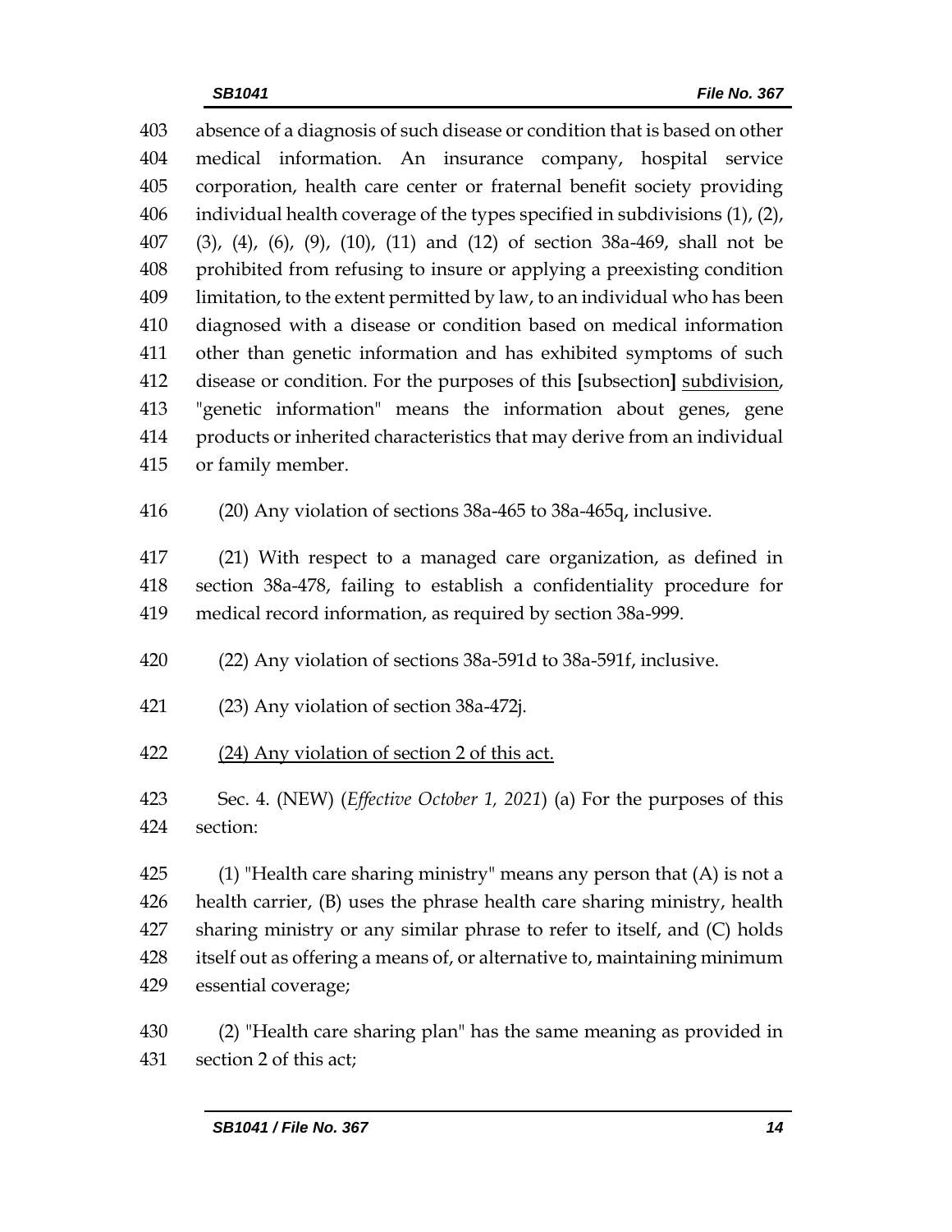absence of a diagnosis of such disease or condition that is based on other medical information. An insurance company, hospital service corporation, health care center or fraternal benefit society providing individual health coverage of the types specified in subdivisions (1), (2), (3), (4), (6), (9), (10), (11) and (12) of section 38a-469, shall not be prohibited from refusing to insure or applying a preexisting condition limitation, to the extent permitted by law, to an individual who has been diagnosed with a disease or condition based on medical information other than genetic information and has exhibited symptoms of such disease or condition. For the purposes of this **[**subsection**]** <u>subdivision</u>, "genetic information" means the information about genes, gene products or inherited characteristics that may derive from an individual or family member.

(20) Any violation of sections 38a-465 to 38a-465q, inclusive.

(21) With respect to a managed care organization, as defined in section 38a-478, failing to establish a confidentiality procedure for medical record information, as required by section 38a-999.

(22) Any violation of sections 38a-591d to 38a-591f, inclusive.

(23) Any violation of section 38a-472j.

<u>(24) Any violation of section 2 of this act.</u>

Sec. 4. (NEW) (*Effective October 1, 2021*) (a) For the purposes of this section:

(1) "Health care sharing ministry" means any person that (A) is not a health carrier, (B) uses the phrase health care sharing ministry, health sharing ministry or any similar phrase to refer to itself, and (C) holds itself out as offering a means of, or alternative to, maintaining minimum essential coverage;

(2) "Health care sharing plan" has the same meaning as provided in section 2 of this act;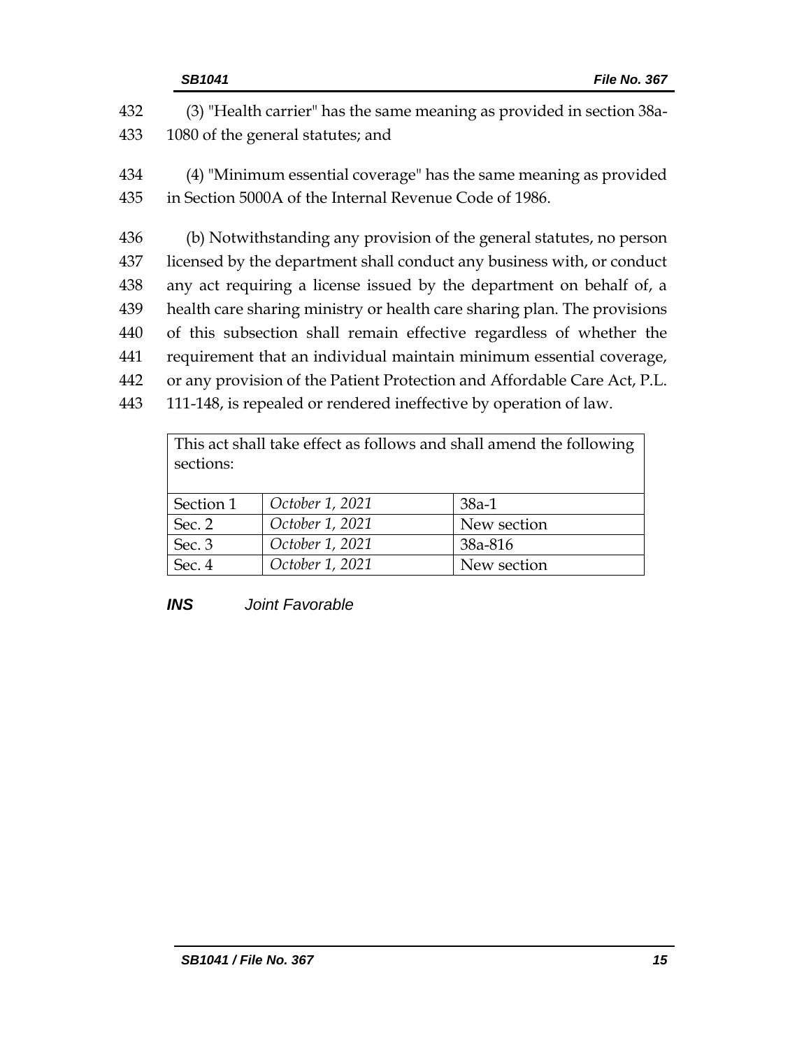(3) "Health carrier" has the same meaning as provided in section 38a-1080 of the general statutes; and

(4) "Minimum essential coverage" has the same meaning as provided in Section 5000A of the Internal Revenue Code of 1986.

(b) Notwithstanding any provision of the general statutes, no person licensed by the department shall conduct any business with, or conduct any act requiring a license issued by the department on behalf of, a health care sharing ministry or health care sharing plan. The provisions of this subsection shall remain effective regardless of whether the requirement that an individual maintain minimum essential coverage, or any provision of the Patient Protection and Affordable Care Act, P.L. 111-148, is repealed or rendered ineffective by operation of law.

| This act shall take effect as follows and shall amend the following sections: | | |
|---|---|---|
| Section 1 | *October 1, 2021* | 38a-1 |
| Sec. 2 | *October 1, 2021* | New section |
| Sec. 3 | *October 1, 2021* | 38a-816 |
| Sec. 4 | *October 1, 2021* | New section |

***INS*** *Joint Favorable*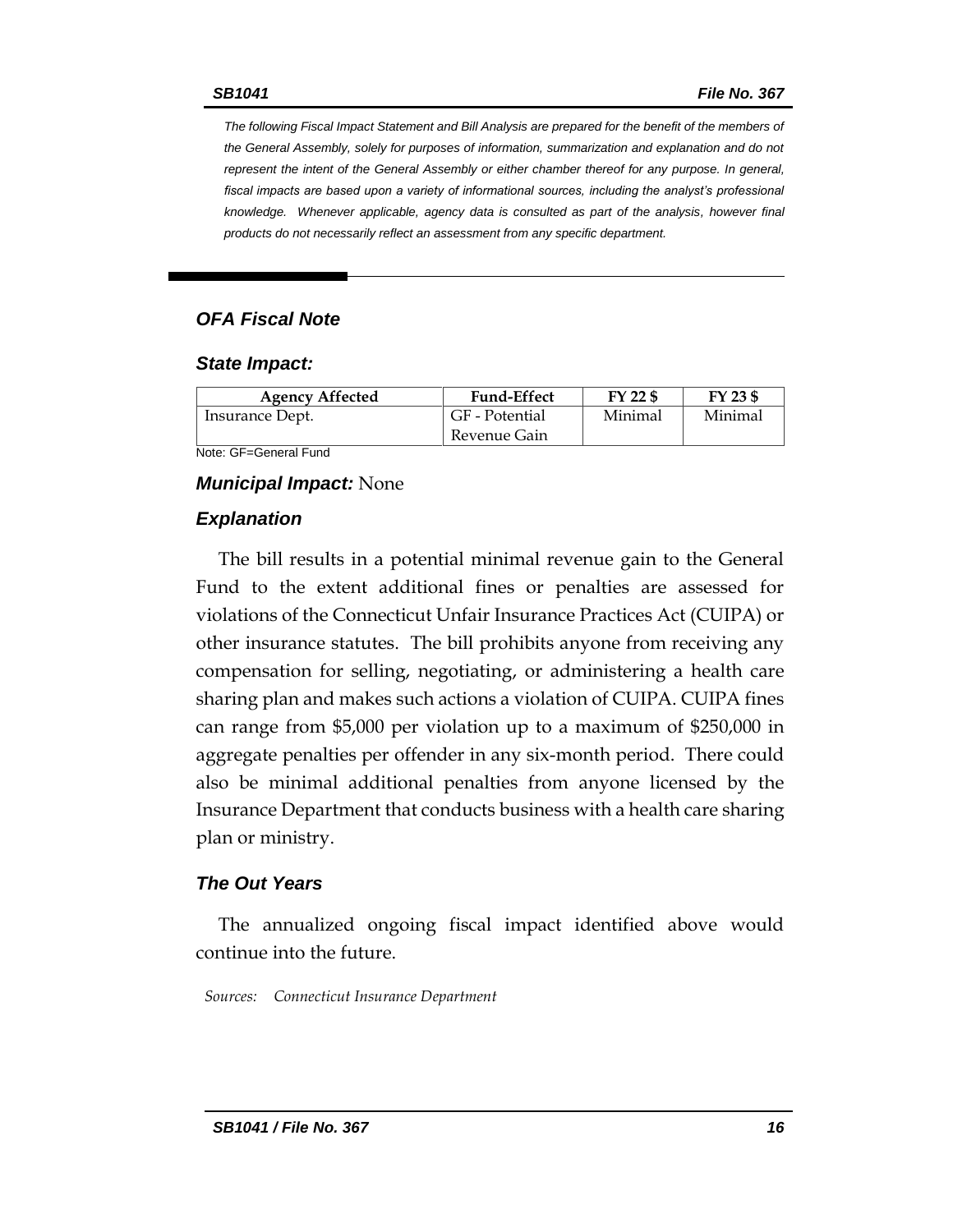*The following Fiscal Impact Statement and Bill Analysis are prepared for the benefit of the members of the General Assembly, solely for purposes of information, summarization and explanation and do not represent the intent of the General Assembly or either chamber thereof for any purpose. In general, fiscal impacts are based upon a variety of informational sources, including the analyst's professional knowledge. Whenever applicable, agency data is consulted as part of the analysis, however final products do not necessarily reflect an assessment from any specific department.*

## *OFA Fiscal Note*

### *State Impact:*

| Agency Affected | Fund-Effect | FY 22 $ | FY 23 $ |
|---|---|---|---|
| Insurance Dept. | GF - Potential Revenue Gain | Minimal | Minimal |

Note: GF=General Fund

***Municipal Impact:*** None

### *Explanation*

The bill results in a potential minimal revenue gain to the General Fund to the extent additional fines or penalties are assessed for violations of the Connecticut Unfair Insurance Practices Act (CUIPA) or other insurance statutes. The bill prohibits anyone from receiving any compensation for selling, negotiating, or administering a health care sharing plan and makes such actions a violation of CUIPA. CUIPA fines can range from $5,000 per violation up to a maximum of $250,000 in aggregate penalties per offender in any six-month period. There could also be minimal additional penalties from anyone licensed by the Insurance Department that conducts business with a health care sharing plan or ministry.

### *The Out Years*

The annualized ongoing fiscal impact identified above would continue into the future.

*Sources: Connecticut Insurance Department*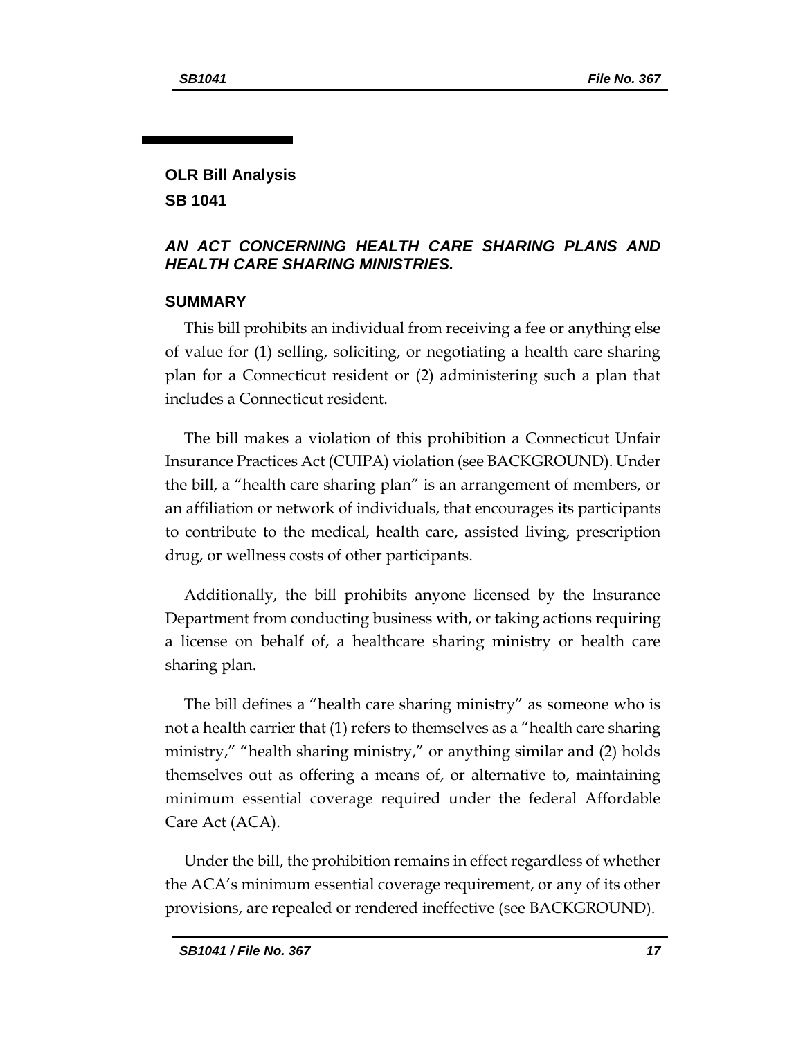## OLR Bill Analysis

## SB 1041

### *AN ACT CONCERNING HEALTH CARE SHARING PLANS AND HEALTH CARE SHARING MINISTRIES.*

### SUMMARY

This bill prohibits an individual from receiving a fee or anything else of value for (1) selling, soliciting, or negotiating a health care sharing plan for a Connecticut resident or (2) administering such a plan that includes a Connecticut resident.

The bill makes a violation of this prohibition a Connecticut Unfair Insurance Practices Act (CUIPA) violation (see BACKGROUND). Under the bill, a "health care sharing plan" is an arrangement of members, or an affiliation or network of individuals, that encourages its participants to contribute to the medical, health care, assisted living, prescription drug, or wellness costs of other participants.

Additionally, the bill prohibits anyone licensed by the Insurance Department from conducting business with, or taking actions requiring a license on behalf of, a healthcare sharing ministry or health care sharing plan.

The bill defines a "health care sharing ministry" as someone who is not a health carrier that (1) refers to themselves as a "health care sharing ministry," "health sharing ministry," or anything similar and (2) holds themselves out as offering a means of, or alternative to, maintaining minimum essential coverage required under the federal Affordable Care Act (ACA).

Under the bill, the prohibition remains in effect regardless of whether the ACA's minimum essential coverage requirement, or any of its other provisions, are repealed or rendered ineffective (see BACKGROUND).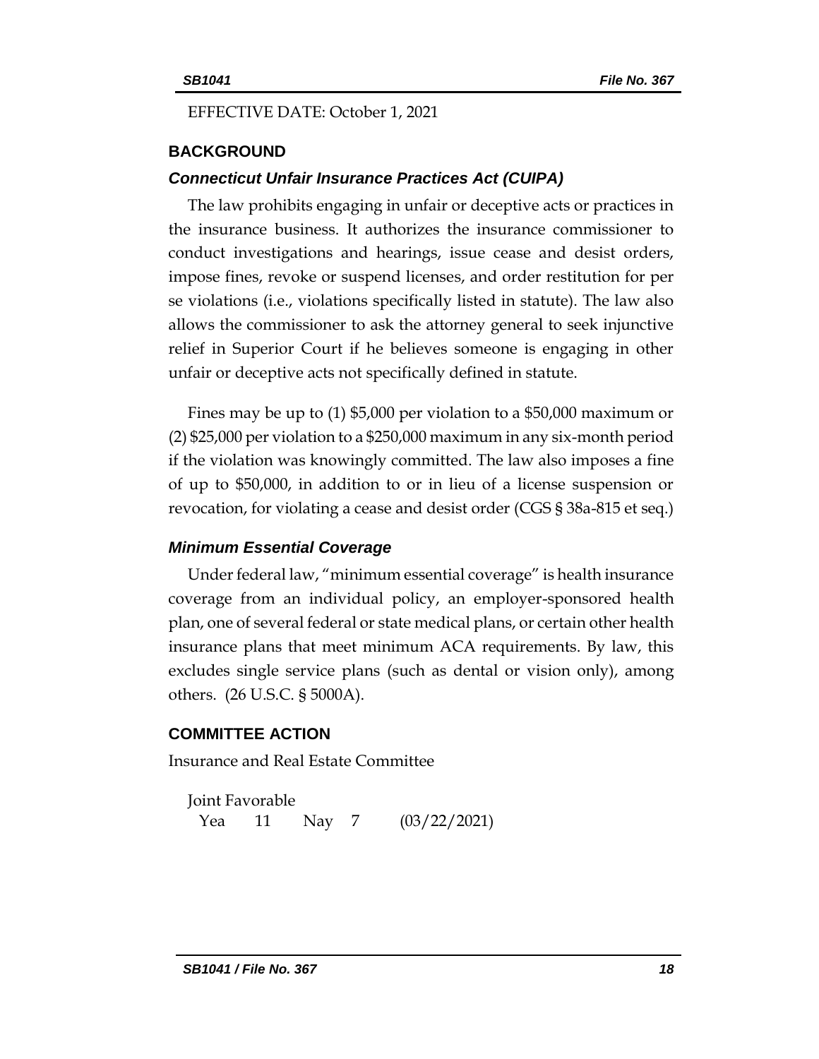EFFECTIVE DATE: October 1, 2021

## BACKGROUND

### *Connecticut Unfair Insurance Practices Act (CUIPA)*

The law prohibits engaging in unfair or deceptive acts or practices in the insurance business. It authorizes the insurance commissioner to conduct investigations and hearings, issue cease and desist orders, impose fines, revoke or suspend licenses, and order restitution for per se violations (i.e., violations specifically listed in statute). The law also allows the commissioner to ask the attorney general to seek injunctive relief in Superior Court if he believes someone is engaging in other unfair or deceptive acts not specifically defined in statute.

Fines may be up to (1) $5,000 per violation to a $50,000 maximum or (2) $25,000 per violation to a $250,000 maximum in any six-month period if the violation was knowingly committed. The law also imposes a fine of up to $50,000, in addition to or in lieu of a license suspension or revocation, for violating a cease and desist order (CGS § 38a-815 et seq.)

### *Minimum Essential Coverage*

Under federal law, "minimum essential coverage" is health insurance coverage from an individual policy, an employer-sponsored health plan, one of several federal or state medical plans, or certain other health insurance plans that meet minimum ACA requirements. By law, this excludes single service plans (such as dental or vision only), among others. (26 U.S.C. § 5000A).

## COMMITTEE ACTION

Insurance and Real Estate Committee

Joint Favorable
Yea 11 Nay 7 (03/22/2021)